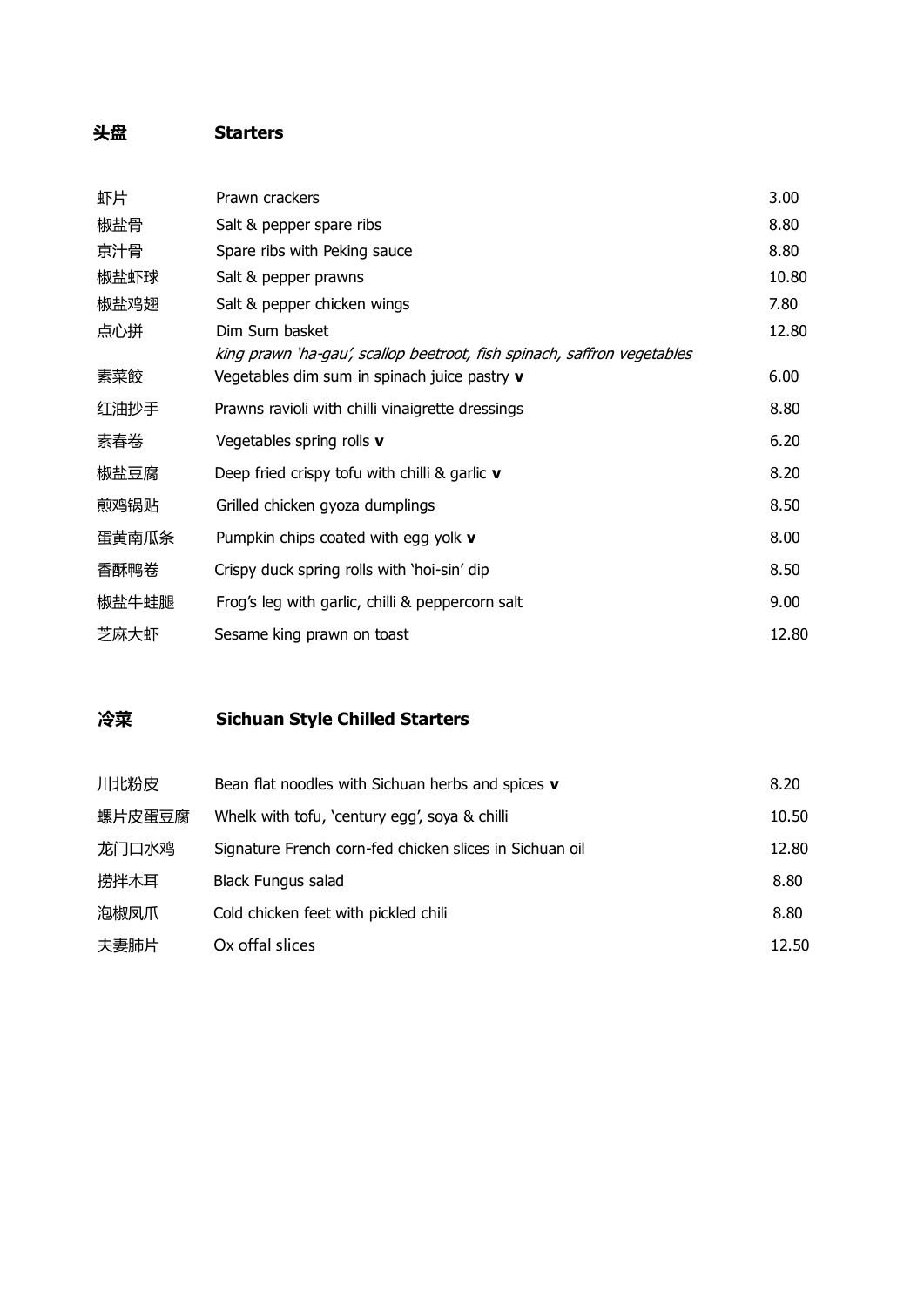## 头盘 Starters

| | | |
|---|---|---|
| 虾片 | Prawn crackers | 3.00 |
| 椒盐骨 | Salt & pepper spare ribs | 8.80 |
| 京汁骨 | Spare ribs with Peking sauce | 8.80 |
| 椒盐虾球 | Salt & pepper prawns | 10.80 |
| 椒盐鸡翅 | Salt & pepper chicken wings | 7.80 |
| 点心拼 | Dim Sum basket<br>*king prawn 'ha-gau', scallop beetroot, fish spinach, saffron vegetables* | 12.80 |
| 素菜餃 | Vegetables dim sum in spinach juice pastry **v** | 6.00 |
| 红油抄手 | Prawns ravioli with chilli vinaigrette dressings | 8.80 |
| 素春卷 | Vegetables spring rolls **v** | 6.20 |
| 椒盐豆腐 | Deep fried crispy tofu with chilli & garlic **v** | 8.20 |
| 煎鸡锅贴 | Grilled chicken gyoza dumplings | 8.50 |
| 蛋黄南瓜条 | Pumpkin chips coated with egg yolk **v** | 8.00 |
| 香酥鸭卷 | Crispy duck spring rolls with 'hoi-sin' dip | 8.50 |
| 椒盐牛蛙腿 | Frog's leg with garlic, chilli & peppercorn salt | 9.00 |
| 芝麻大虾 | Sesame king prawn on toast | 12.80 |

## 冷菜 Sichuan Style Chilled Starters

| | | |
|---|---|---|
| 川北粉皮 | Bean flat noodles with Sichuan herbs and spices **v** | 8.20 |
| 螺片皮蛋豆腐 | Whelk with tofu, 'century egg', soya & chilli | 10.50 |
| 龙门口水鸡 | Signature French corn-fed chicken slices in Sichuan oil | 12.80 |
| 捞拌木耳 | Black Fungus salad | 8.80 |
| 泡椒凤爪 | Cold chicken feet with pickled chili | 8.80 |
| 夫妻肺片 | Ox offal slices | 12.50 |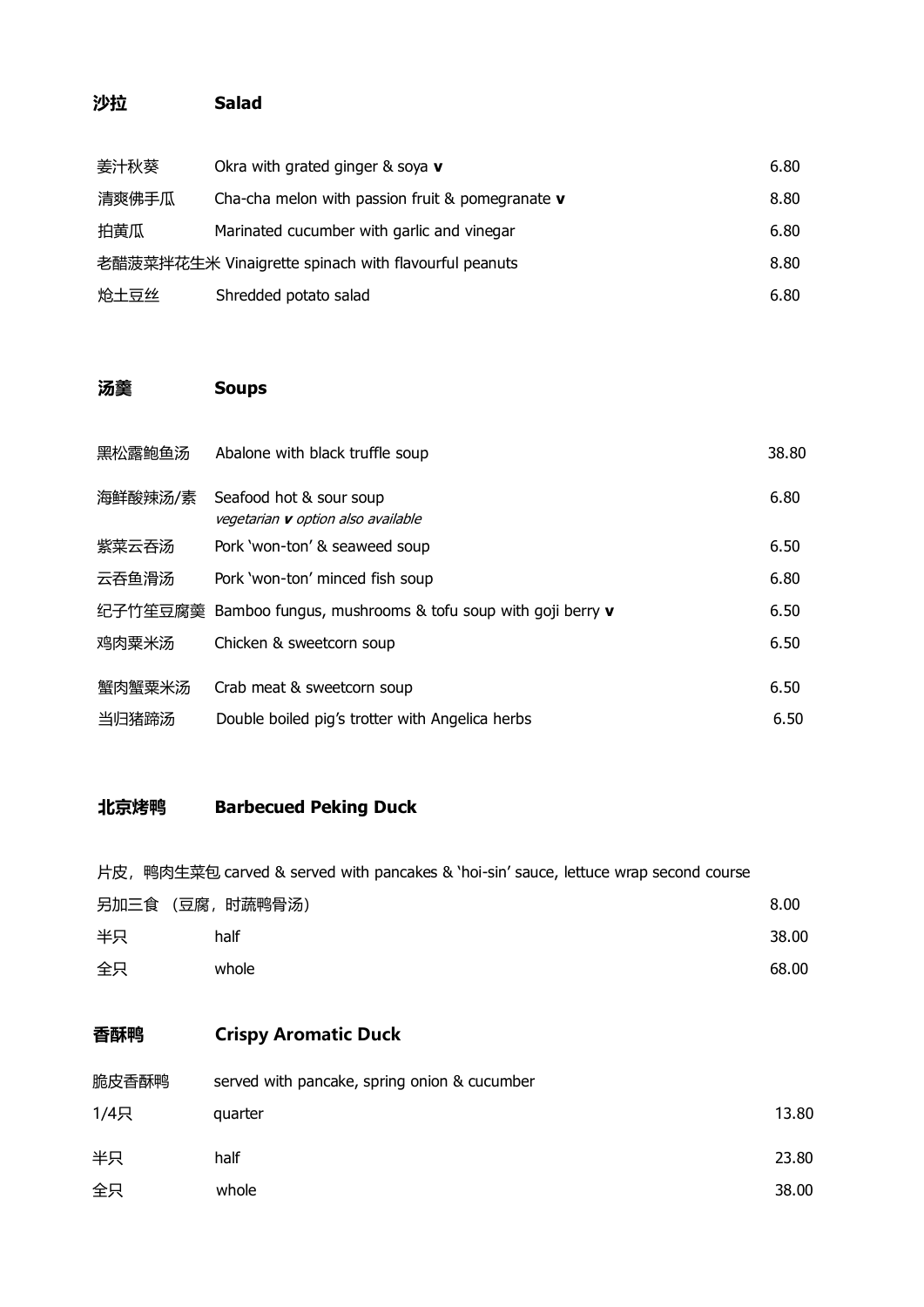## 沙拉 Salad

| | | |
|---|---|---|
| 姜汁秋葵 | Okra with grated ginger & soya **v** | 6.80 |
| 清爽佛手瓜 | Cha-cha melon with passion fruit & pomegranate **v** | 8.80 |
| 拍黄瓜 | Marinated cucumber with garlic and vinegar | 6.80 |
| 老醋菠菜拌花生米 | Vinaigrette spinach with flavourful peanuts | 8.80 |
| 炝土豆丝 | Shredded potato salad | 6.80 |

## 汤羹 Soups

| | | |
|---|---|---|
| 黑松露鲍鱼汤 | Abalone with black truffle soup | 38.80 |
| 海鲜酸辣汤/素 | Seafood hot & sour soup<br>*vegetarian **v** option also available* | 6.80 |
| 紫菜云吞汤 | Pork 'won-ton' & seaweed soup | 6.50 |
| 云吞鱼滑汤 | Pork 'won-ton' minced fish soup | 6.80 |
| 纪子竹笙豆腐羹 | Bamboo fungus, mushrooms & tofu soup with goji berry **v** | 6.50 |
| 鸡肉粟米汤 | Chicken & sweetcorn soup | 6.50 |
| 蟹肉蟹粟米汤 | Crab meat & sweetcorn soup | 6.50 |
| 当归猪蹄汤 | Double boiled pig's trotter with Angelica herbs | 6.50 |

## 北京烤鸭 Barbecued Peking Duck

片皮，鸭肉生菜包 carved & served with pancakes & 'hoi-sin' sauce, lettuce wrap second course

| | | |
|---|---|---|
| 另加三食 （豆腐，时蔬鸭骨汤） | | 8.00 |
| 半只 | half | 38.00 |
| 全只 | whole | 68.00 |

## 香酥鸭 Crispy Aromatic Duck

脆皮香酥鸭 served with pancake, spring onion & cucumber

| | | |
|---|---|---|
| 1/4只 | quarter | 13.80 |
| 半只 | half | 23.80 |
| 全只 | whole | 38.00 |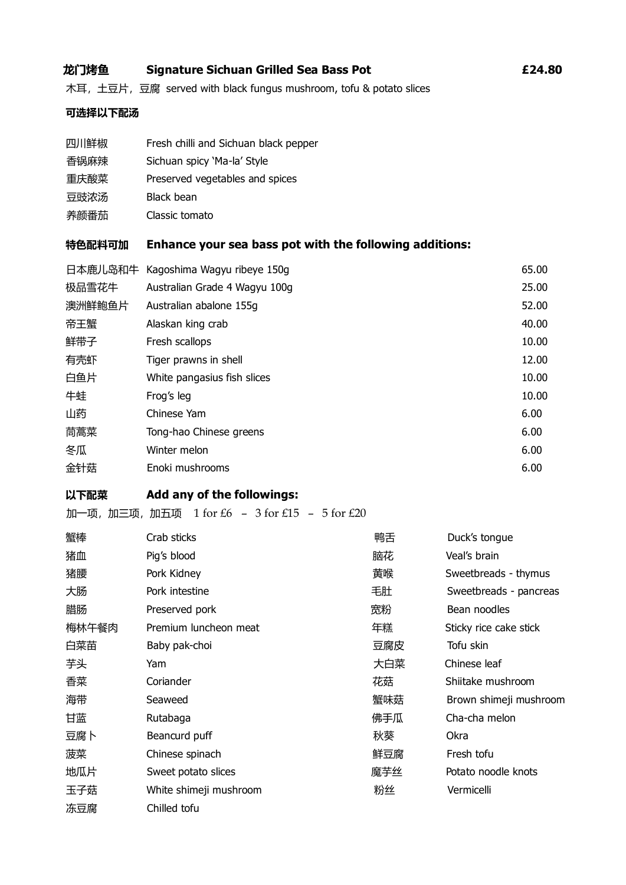## 龙门烤鱼 Signature Sichuan Grilled Sea Bass Pot £24.80

木耳，土豆片，豆腐 served with black fungus mushroom, tofu & potato slices

**可选择以下配汤**

| | |
|---|---|
| 四川鲜椒 | Fresh chilli and Sichuan black pepper |
| 香锅麻辣 | Sichuan spicy 'Ma-la' Style |
| 重庆酸菜 | Preserved vegetables and spices |
| 豆豉浓汤 | Black bean |
| 养颜番茄 | Classic tomato |

### 特色配料可加 Enhance your sea bass pot with the following additions:

| | | |
|---|---|---|
| 日本鹿儿岛和牛 | Kagoshima Wagyu ribeye 150g | 65.00 |
| 极品雪花牛 | Australian Grade 4 Wagyu 100g | 25.00 |
| 澳洲鲜鲍鱼片 | Australian abalone 155g | 52.00 |
| 帝王蟹 | Alaskan king crab | 40.00 |
| 鲜带子 | Fresh scallops | 10.00 |
| 有壳虾 | Tiger prawns in shell | 12.00 |
| 白鱼片 | White pangasius fish slices | 10.00 |
| 牛蛙 | Frog's leg | 10.00 |
| 山药 | Chinese Yam | 6.00 |
| 茼蒿菜 | Tong-hao Chinese greens | 6.00 |
| 冬瓜 | Winter melon | 6.00 |
| 金针菇 | Enoki mushrooms | 6.00 |

### 以下配菜 Add any of the followings:

加一项，加三项，加五项 1 for £6 – 3 for £15 – 5 for £20

| | | | |
|---|---|---|---|
| 蟹棒 | Crab sticks | 鸭舌 | Duck's tongue |
| 猪血 | Pig's blood | 脑花 | Veal's brain |
| 猪腰 | Pork Kidney | 黄喉 | Sweetbreads - thymus |
| 大肠 | Pork intestine | 毛肚 | Sweetbreads - pancreas |
| 腊肠 | Preserved pork | 宽粉 | Bean noodles |
| 梅林午餐肉 | Premium luncheon meat | 年糕 | Sticky rice cake stick |
| 白菜苗 | Baby pak-choi | 豆腐皮 | Tofu skin |
| 芋头 | Yam | 大白菜 | Chinese leaf |
| 香菜 | Coriander | 花菇 | Shiitake mushroom |
| 海带 | Seaweed | 蟹味菇 | Brown shimeji mushroom |
| 甘蓝 | Rutabaga | 佛手瓜 | Cha-cha melon |
| 豆腐卜 | Beancurd puff | 秋葵 | Okra |
| 菠菜 | Chinese spinach | 鲜豆腐 | Fresh tofu |
| 地瓜片 | Sweet potato slices | 魔芋丝 | Potato noodle knots |
| 玉子菇 | White shimeji mushroom | 粉丝 | Vermicelli |
| 冻豆腐 | Chilled tofu | | |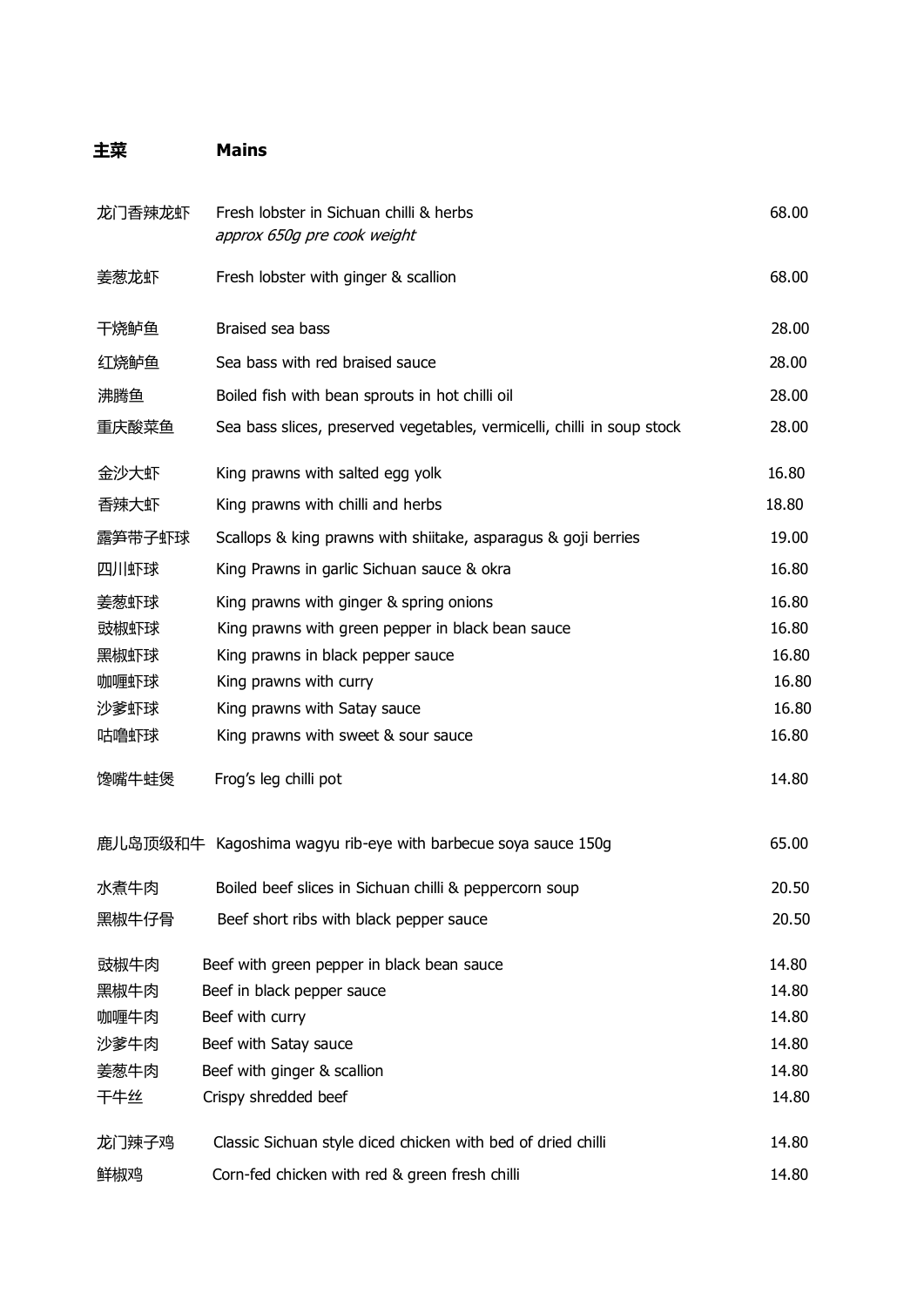## 主菜 Mains

| | | |
|---|---|---|
| 龙门香辣龙虾 | Fresh lobster in Sichuan chilli & herbs<br>*approx 650g pre cook weight* | 68.00 |
| 姜葱龙虾 | Fresh lobster with ginger & scallion | 68.00 |
| 干烧鲈鱼 | Braised sea bass | 28.00 |
| 红烧鲈鱼 | Sea bass with red braised sauce | 28.00 |
| 沸腾鱼 | Boiled fish with bean sprouts in hot chilli oil | 28.00 |
| 重庆酸菜鱼 | Sea bass slices, preserved vegetables, vermicelli, chilli in soup stock | 28.00 |
| 金沙大虾 | King prawns with salted egg yolk | 16.80 |
| 香辣大虾 | King prawns with chilli and herbs | 18.80 |
| 露笋带子虾球 | Scallops & king prawns with shiitake, asparagus & goji berries | 19.00 |
| 四川虾球 | King Prawns in garlic Sichuan sauce & okra | 16.80 |
| 姜葱虾球 | King prawns with ginger & spring onions | 16.80 |
| 豉椒虾球 | King prawns with green pepper in black bean sauce | 16.80 |
| 黑椒虾球 | King prawns in black pepper sauce | 16.80 |
| 咖喱虾球 | King prawns with curry | 16.80 |
| 沙爹虾球 | King prawns with Satay sauce | 16.80 |
| 咕噜虾球 | King prawns with sweet & sour sauce | 16.80 |
| 馋嘴牛蛙煲 | Frog's leg chilli pot | 14.80 |
| 鹿儿岛顶级和牛 | Kagoshima wagyu rib-eye with barbecue soya sauce 150g | 65.00 |
| 水煮牛肉 | Boiled beef slices in Sichuan chilli & peppercorn soup | 20.50 |
| 黑椒牛仔骨 | Beef short ribs with black pepper sauce | 20.50 |
| 豉椒牛肉 | Beef with green pepper in black bean sauce | 14.80 |
| 黑椒牛肉 | Beef in black pepper sauce | 14.80 |
| 咖喱牛肉 | Beef with curry | 14.80 |
| 沙爹牛肉 | Beef with Satay sauce | 14.80 |
| 姜葱牛肉 | Beef with ginger & scallion | 14.80 |
| 干牛丝 | Crispy shredded beef | 14.80 |
| 龙门辣子鸡 | Classic Sichuan style diced chicken with bed of dried chilli | 14.80 |
| 鲜椒鸡 | Corn-fed chicken with red & green fresh chilli | 14.80 |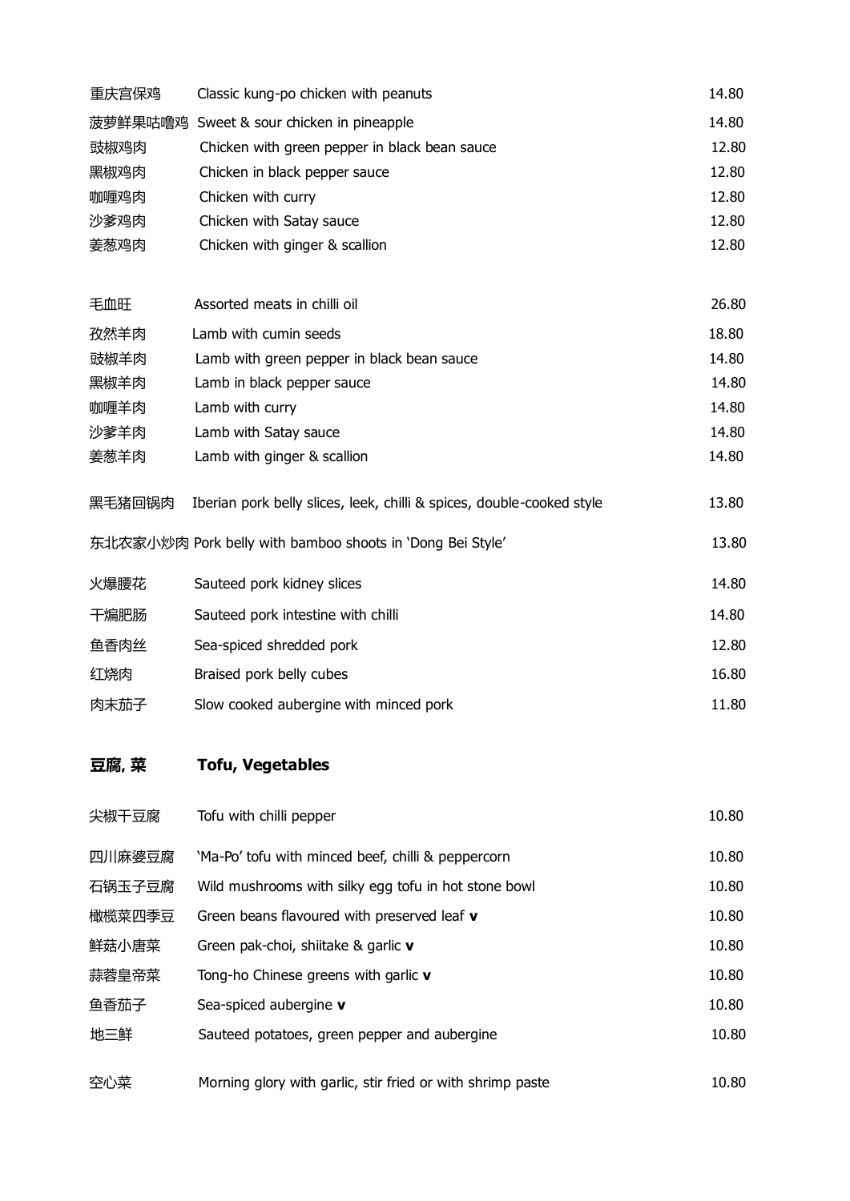| | | |
|---|---|---|
| 重庆宫保鸡 | Classic kung-po chicken with peanuts | 14.80 |
| 菠萝鲜果咕噜鸡 | Sweet & sour chicken in pineapple | 14.80 |
| 豉椒鸡肉 | Chicken with green pepper in black bean sauce | 12.80 |
| 黑椒鸡肉 | Chicken in black pepper sauce | 12.80 |
| 咖喱鸡肉 | Chicken with curry | 12.80 |
| 沙爹鸡肉 | Chicken with Satay sauce | 12.80 |
| 姜葱鸡肉 | Chicken with ginger & scallion | 12.80 |

| | | |
|---|---|---|
| 毛血旺 | Assorted meats in chilli oil | 26.80 |
| 孜然羊肉 | Lamb with cumin seeds | 18.80 |
| 豉椒羊肉 | Lamb with green pepper in black bean sauce | 14.80 |
| 黑椒羊肉 | Lamb in black pepper sauce | 14.80 |
| 咖喱羊肉 | Lamb with curry | 14.80 |
| 沙爹羊肉 | Lamb with Satay sauce | 14.80 |
| 姜葱羊肉 | Lamb with ginger & scallion | 14.80 |
| 黑毛猪回锅肉 | Iberian pork belly slices, leek, chilli & spices, double-cooked style | 13.80 |
| 东北农家小炒肉 | Pork belly with bamboo shoots in 'Dong Bei Style' | 13.80 |
| 火爆腰花 | Sauteed pork kidney slices | 14.80 |
| 干煸肥肠 | Sauteed pork intestine with chilli | 14.80 |
| 鱼香肉丝 | Sea-spiced shredded pork | 12.80 |
| 红烧肉 | Braised pork belly cubes | 16.80 |
| 肉末茄子 | Slow cooked aubergine with minced pork | 11.80 |

## 豆腐, 菜 Tofu, Vegetables

| | | |
|---|---|---|
| 尖椒干豆腐 | Tofu with chilli pepper | 10.80 |
| 四川麻婆豆腐 | 'Ma-Po' tofu with minced beef, chilli & peppercorn | 10.80 |
| 石锅玉子豆腐 | Wild mushrooms with silky egg tofu in hot stone bowl | 10.80 |
| 橄榄菜四季豆 | Green beans flavoured with preserved leaf **v** | 10.80 |
| 鲜菇小唐菜 | Green pak-choi, shiitake & garlic **v** | 10.80 |
| 蒜蓉皇帝菜 | Tong-ho Chinese greens with garlic **v** | 10.80 |
| 鱼香茄子 | Sea-spiced aubergine **v** | 10.80 |
| 地三鲜 | Sauteed potatoes, green pepper and aubergine | 10.80 |
| 空心菜 | Morning glory with garlic, stir fried or with shrimp paste | 10.80 |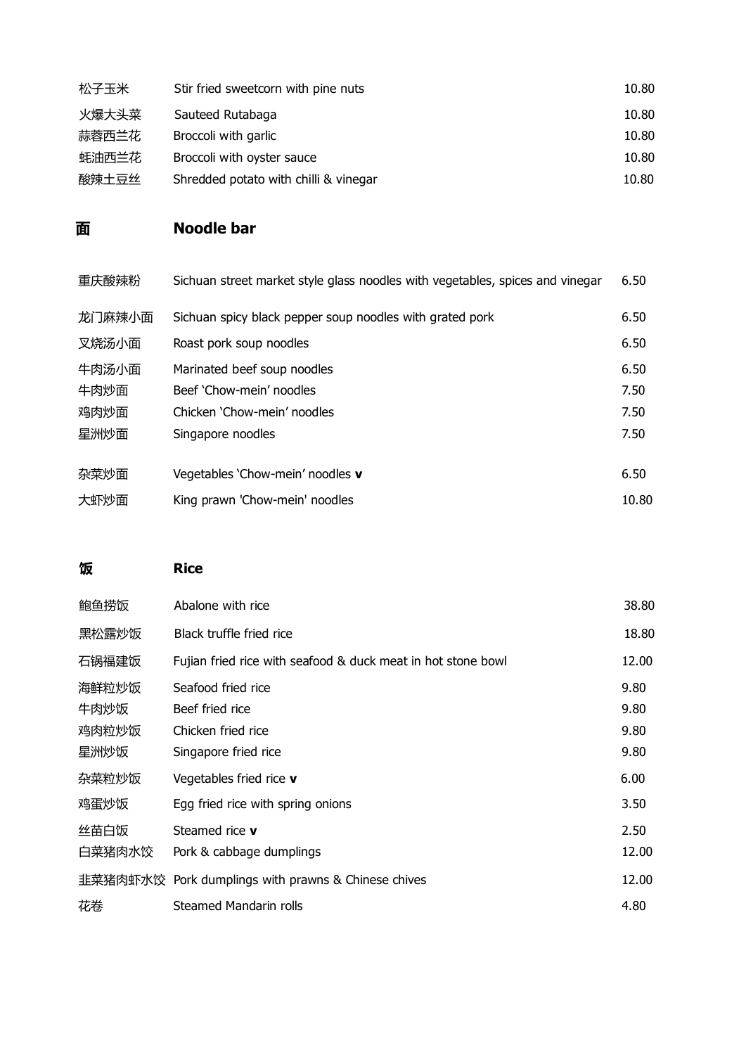| | | |
|---|---|---|
| 松子玉米 | Stir fried sweetcorn with pine nuts | 10.80 |
| 火爆大头菜 | Sauteed Rutabaga | 10.80 |
| 蒜蓉西兰花 | Broccoli with garlic | 10.80 |
| 蚝油西兰花 | Broccoli with oyster sauce | 10.80 |
| 酸辣土豆丝 | Shredded potato with chilli & vinegar | 10.80 |

## 面 Noodle bar

| | | |
|---|---|---|
| 重庆酸辣粉 | Sichuan street market style glass noodles with vegetables, spices and vinegar | 6.50 |
| 龙门麻辣小面 | Sichuan spicy black pepper soup noodles with grated pork | 6.50 |
| 叉烧汤小面 | Roast pork soup noodles | 6.50 |
| 牛肉汤小面 | Marinated beef soup noodles | 6.50 |
| 牛肉炒面 | Beef 'Chow-mein' noodles | 7.50 |
| 鸡肉炒面 | Chicken 'Chow-mein' noodles | 7.50 |
| 星洲炒面 | Singapore noodles | 7.50 |
| 杂菜炒面 | Vegetables 'Chow-mein' noodles **v** | 6.50 |
| 大虾炒面 | King prawn 'Chow-mein' noodles | 10.80 |

## 饭 Rice

| | | |
|---|---|---|
| 鲍鱼捞饭 | Abalone with rice | 38.80 |
| 黑松露炒饭 | Black truffle fried rice | 18.80 |
| 石锅福建饭 | Fujian fried rice with seafood & duck meat in hot stone bowl | 12.00 |
| 海鲜粒炒饭 | Seafood fried rice | 9.80 |
| 牛肉炒饭 | Beef fried rice | 9.80 |
| 鸡肉粒炒饭 | Chicken fried rice | 9.80 |
| 星洲炒饭 | Singapore fried rice | 9.80 |
| 杂菜粒炒饭 | Vegetables fried rice **v** | 6.00 |
| 鸡蛋炒饭 | Egg fried rice with spring onions | 3.50 |
| 丝苗白饭 | Steamed rice **v** | 2.50 |
| 白菜猪肉水饺 | Pork & cabbage dumplings | 12.00 |
| 韭菜猪肉虾水饺 | Pork dumplings with prawns & Chinese chives | 12.00 |
| 花卷 | Steamed Mandarin rolls | 4.80 |